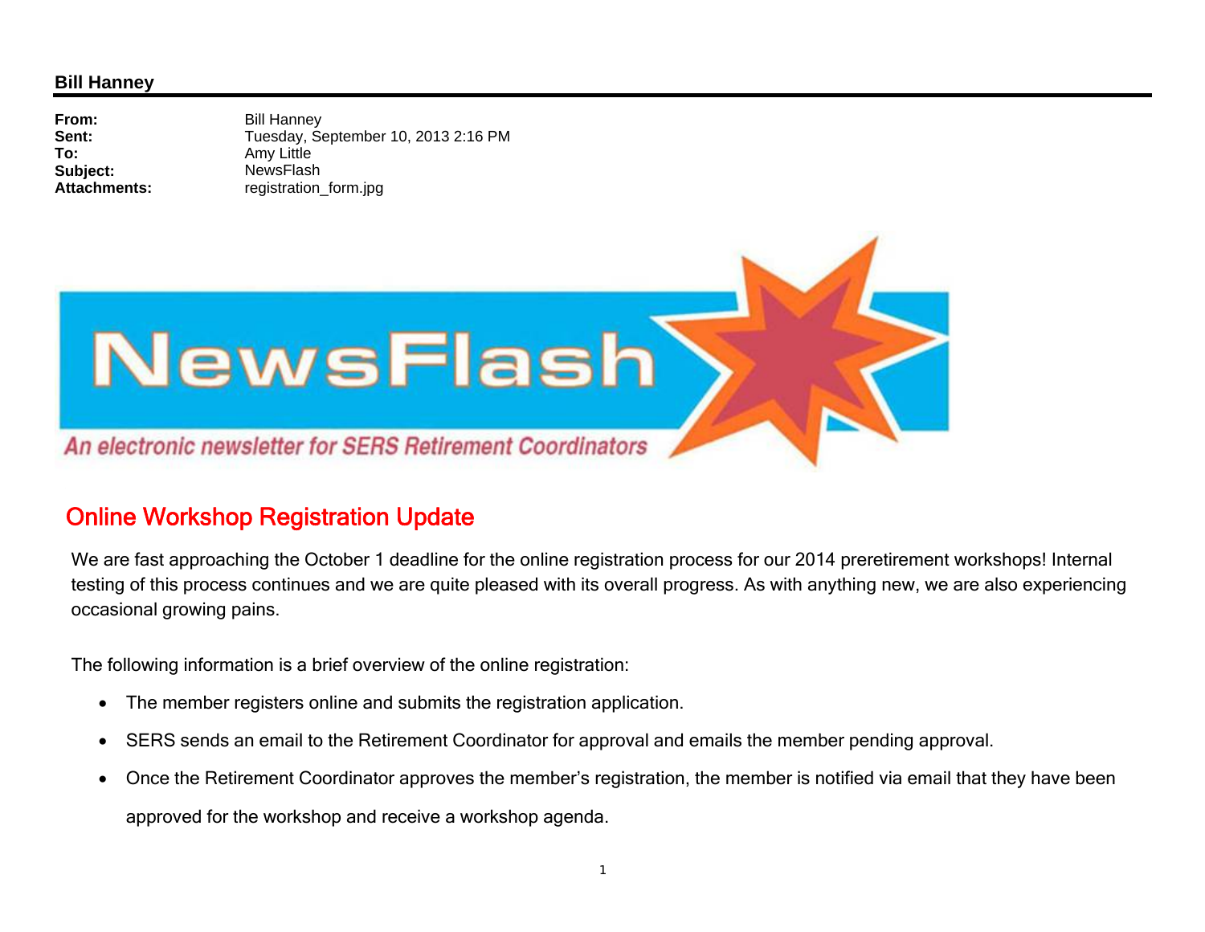**Bill Hanney**

**From:** Bill Hanney
**Sent:** Tuesday, September 10, 2013 2:16 PM
**To:** Amy Little
**Subject:** NewsFlash
**Attachments:** registration_form.jpg

# NewsFlash

*An electronic newsletter for SERS Retirement Coordinators*

## Online Workshop Registration Update

We are fast approaching the October 1 deadline for the online registration process for our 2014 preretirement workshops! Internal testing of this process continues and we are quite pleased with its overall progress. As with anything new, we are also experiencing occasional growing pains.

The following information is a brief overview of the online registration:

- The member registers online and submits the registration application.
- SERS sends an email to the Retirement Coordinator for approval and emails the member pending approval.
- Once the Retirement Coordinator approves the member's registration, the member is notified via email that they have been approved for the workshop and receive a workshop agenda.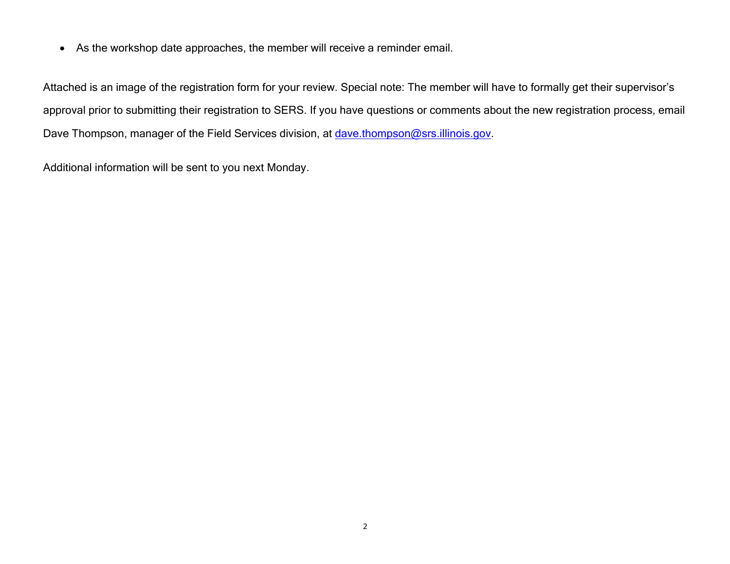- As the workshop date approaches, the member will receive a reminder email.

Attached is an image of the registration form for your review. Special note: The member will have to formally get their supervisor's approval prior to submitting their registration to SERS. If you have questions or comments about the new registration process, email Dave Thompson, manager of the Field Services division, at [dave.thompson@srs.illinois.gov](mailto:dave.thompson@srs.illinois.gov).

Additional information will be sent to you next Monday.